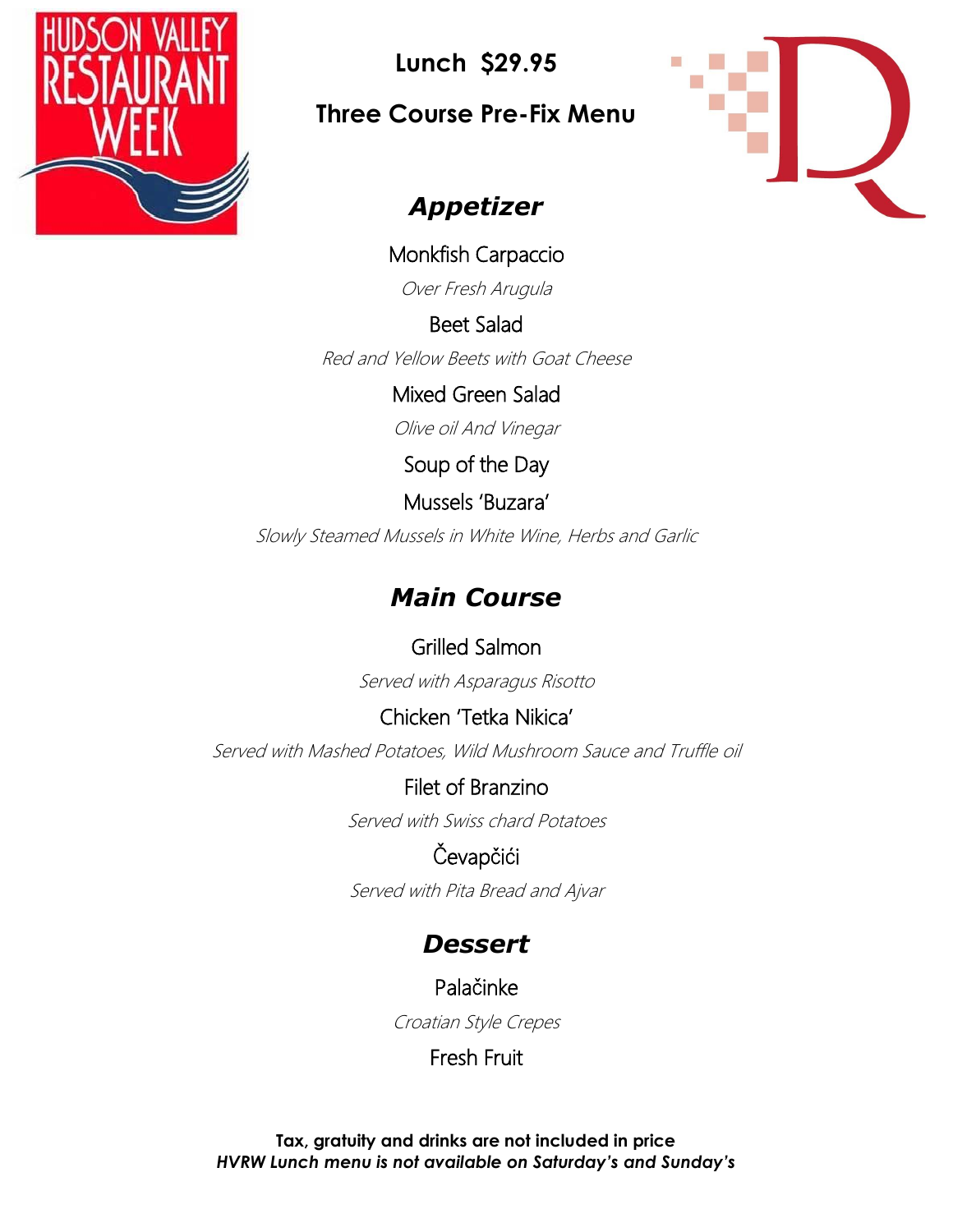**Lunch $29.95**

**Three Course Pre-Fix Menu**

## *Appetizer*

Monkfish Carpaccio

*Over Fresh Arugula*

Beet Salad

*Red and Yellow Beets with Goat Cheese*

Mixed Green Salad

*Olive oil And Vinegar*

Soup of the Day

Mussels 'Buzara'

*Slowly Steamed Mussels in White Wine, Herbs and Garlic*

## *Main Course*

Grilled Salmon

*Served with Asparagus Risotto*

Chicken 'Tetka Nikica'

*Served with Mashed Potatoes, Wild Mushroom Sauce and Truffle oil*

Filet of Branzino

*Served with Swiss chard Potatoes*

Čevapčići

*Served with Pita Bread and Ajvar*

## *Dessert*

Palačinke

*Croatian Style Crepes*

Fresh Fruit

**Tax, gratuity and drinks are not included in price**

***HVRW Lunch menu is not available on Saturday's and Sunday's***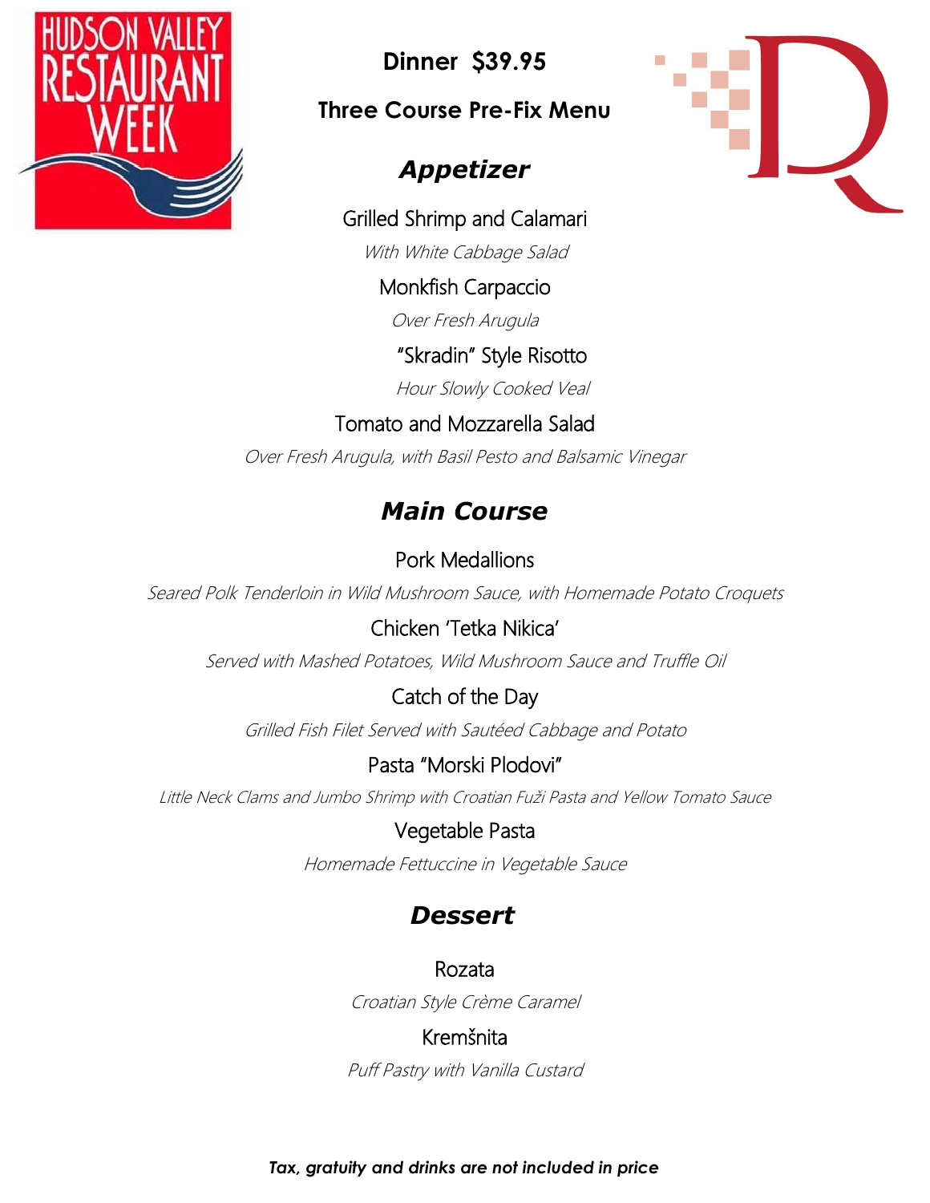HUDSON VALLEY RESTAURANT WEEK

# Dinner $39.95

## Three Course Pre-Fix Menu

### *Appetizer*

Grilled Shrimp and Calamari

*With White Cabbage Salad*

Monkfish Carpaccio

*Over Fresh Arugula*

"Skradin" Style Risotto

*Hour Slowly Cooked Veal*

Tomato and Mozzarella Salad

*Over Fresh Arugula, with Basil Pesto and Balsamic Vinegar*

### *Main Course*

Pork Medallions

*Seared Polk Tenderloin in Wild Mushroom Sauce, with Homemade Potato Croquets*

Chicken 'Tetka Nikica'

*Served with Mashed Potatoes, Wild Mushroom Sauce and Truffle Oil*

Catch of the Day

*Grilled Fish Filet Served with Sautéed Cabbage and Potato*

Pasta "Morski Plodovi"

*Little Neck Clams and Jumbo Shrimp with Croatian Fuži Pasta and Yellow Tomato Sauce*

Vegetable Pasta

*Homemade Fettuccine in Vegetable Sauce*

### *Dessert*

Rozata

*Croatian Style Crème Caramel*

Kremšnita

*Puff Pastry with Vanilla Custard*

***Tax, gratuity and drinks are not included in price***